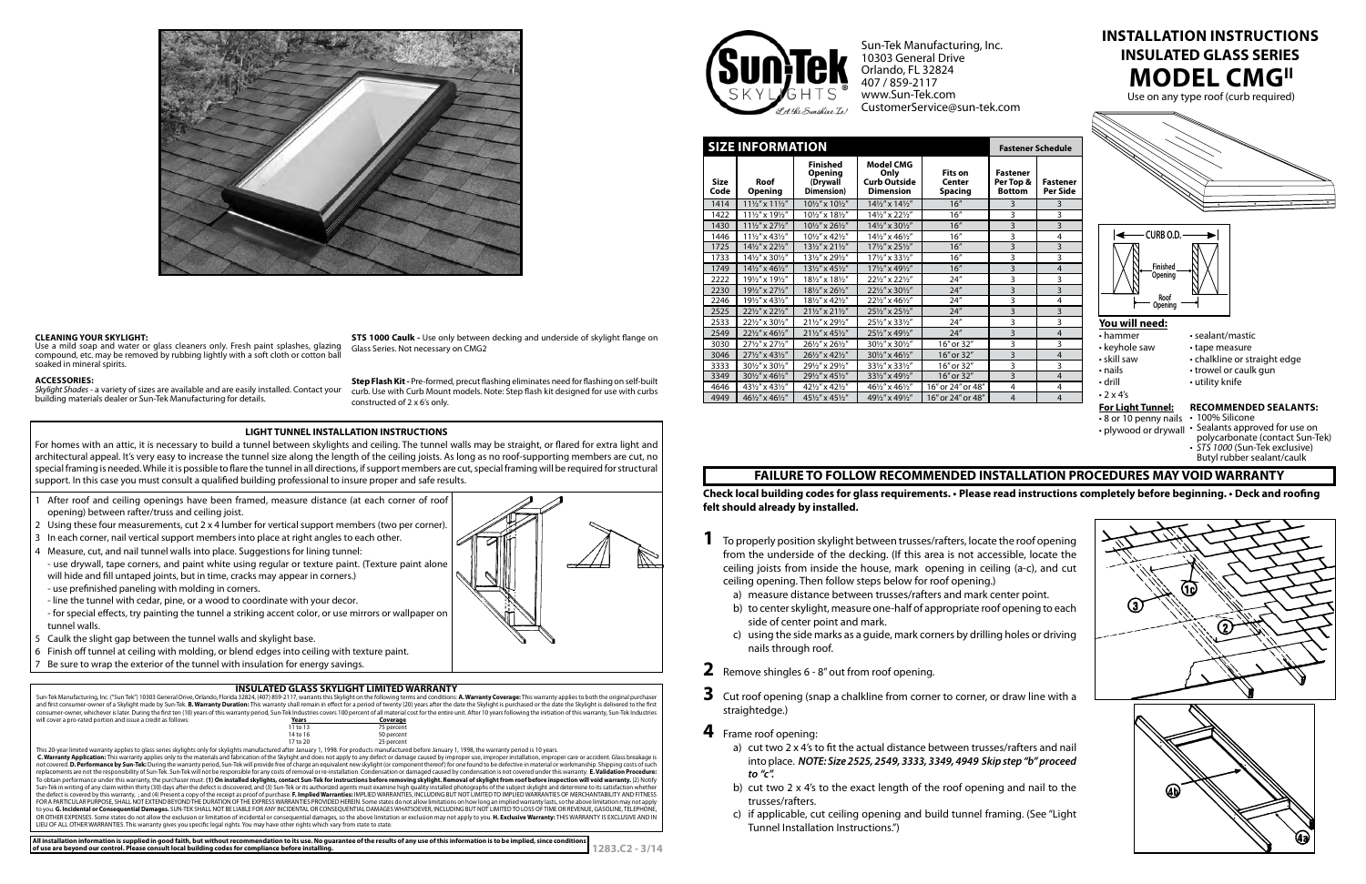Sun-Tek Manufacturing, Inc.
10303 General Drive
Orlando, FL 32824
407 / 859-2117
www.Sun-Tek.com
CustomerService@sun-tek.com

# INSTALLATION INSTRUCTIONS
## INSULATED GLASS SERIES
# MODEL CMG[II]

Use on any type roof (curb required)

## SIZE INFORMATION

| Size Code | Roof Opening | Finished Opening (Drywall Dimension) | Model CMG Only Curb Outside Dimension | Fits on Center Spacing | Fastener Per Top & Bottom | Fastener Per Side |
|---|---|---|---|---|---|---|
| 1414 | 11½" x 11½" | 10½" x 10½" | 14½" x 14½" | 16" | 3 | 3 |
| 1422 | 11½" x 19½" | 10½" x 18½" | 14½" x 22½" | 16" | 3 | 3 |
| 1430 | 11½" x 27½" | 10½" x 26½" | 14½" x 30½" | 16" | 3 | 3 |
| 1446 | 11½" x 43½" | 10½" x 42½" | 14½" x 46½" | 16" | 3 | 4 |
| 1725 | 14½" x 22½" | 13½" x 21½" | 17½" x 25½" | 16" | 3 | 3 |
| 1733 | 14½" x 30½" | 13½" x 29½" | 17½" x 33½" | 16" | 3 | 3 |
| 1749 | 14½" x 46½" | 13½" x 45½" | 17½" x 49½" | 16" | 3 | 4 |
| 2222 | 19½" x 19½" | 18½" x 18½" | 22½" x 22½" | 24" | 3 | 3 |
| 2230 | 19½" x 27½" | 18½" x 26½" | 22½" x 30½" | 24" | 3 | 3 |
| 2246 | 19½" x 43½" | 18½" x 42½" | 22½" x 46½" | 24" | 3 | 4 |
| 2525 | 22½" x 22½" | 21½" x 21½" | 25½" x 25½" | 24" | 3 | 3 |
| 2533 | 22½" x 30½" | 21½" x 29½" | 25½" x 33½" | 24" | 3 | 3 |
| 2549 | 22½" x 46½" | 21½" x 45½" | 25½" x 49½" | 24" | 3 | 4 |
| 3030 | 27½" x 27½" | 26½" x 26½" | 30½" x 30½" | 16" or 32" | 3 | 3 |
| 3046 | 27½" x 43½" | 26½" x 42½" | 30½" x 46½" | 16" or 32" | 3 | 4 |
| 3333 | 30½" x 30½" | 29½" x 29½" | 33½" x 33½" | 16" or 32" | 3 | 3 |
| 3349 | 30½" x 46½" | 29½" x 45½" | 33½" x 49½" | 16" or 32" | 3 | 4 |
| 4646 | 43½" x 43½" | 42½" x 42½" | 46½" x 46½" | 16" or 24" or 48" | 4 | 4 |
| 4949 | 46½" x 46½" | 45½" x 45½" | 49½" x 49½" | 16" or 24" or 48" | 4 | 4 |

CURB O.D.
Finished Opening
Roof Opening

### You will need:

- hammer
- keyhole saw
- skill saw
- nails
- drill
- 2 x 4's
- sealant/mastic
- tape measure
- chalkline or straight edge
- trowel or caulk gun
- utility knife

**For Light Tunnel:**
- 8 or 10 penny nails
- plywood or drywall

**RECOMMENDED SEALANTS:**
- 100% Silicone
- Sealants approved for use on polycarbonate (contact Sun-Tek)
- *STS 1000* (Sun-Tek exclusive) Butyl rubber sealant/caulk

### CLEANING YOUR SKYLIGHT:

Use a mild soap and water or glass cleaners only. Fresh paint splashes, glazing compound, etc. may be removed by rubbing lightly with a soft cloth or cotton ball soaked in mineral spirits.

### ACCESSORIES:

*Skylight Shades* - a variety of sizes are available and are easily installed. Contact your building materials dealer or Sun-Tek Manufacturing for details.

**STS 1000 Caulk -** Use only between decking and underside of skylight flange on Glass Series. Not necessary on CMG2

**Step Flash Kit -** Pre-formed, precut flashing eliminates need for flashing on self-built curb. Use with Curb Mount models. Note: Step flash kit designed for use with curbs constructed of 2 x 6's only.

## LIGHT TUNNEL INSTALLATION INSTRUCTIONS

For homes with an attic, it is necessary to build a tunnel between skylights and ceiling. The tunnel walls may be straight, or flared for extra light and architectural appeal. It's very easy to increase the tunnel size along the length of the ceiling joists. As long as no roof-supporting members are cut, no special framing is needed. While it is possible to flare the tunnel in all directions, if support members are cut, special framing will be required for structural support. In this case you must consult a qualified building professional to insure proper and safe results.

1. After roof and ceiling openings have been framed, measure distance (at each corner of roof opening) between rafter/truss and ceiling joist.
2. Using these four measurements, cut 2 x 4 lumber for vertical support members (two per corner).
3. In each corner, nail vertical support members into place at right angles to each other.
4. Measure, cut, and nail tunnel walls into place. Suggestions for lining tunnel:
   - use drywall, tape corners, and paint white using regular or texture paint. (Texture paint alone will hide and fill untaped joints, but in time, cracks may appear in corners.)
   - use prefinished paneling with molding in corners.
   - line the tunnel with cedar, pine, or a wood to coordinate with your decor.
   - for special effects, try painting the tunnel a striking accent color, or use mirrors or wallpaper on tunnel walls.
5. Caulk the slight gap between the tunnel walls and skylight base.
6. Finish off tunnel at ceiling with molding, or blend edges into ceiling with texture paint.
7. Be sure to wrap the exterior of the tunnel with insulation for energy savings.

## INSULATED GLASS SKYLIGHT LIMITED WARRANTY

Sun-Tek Manufacturing, Inc. ("Sun Tek") 10303 General Drive, Orlando, Florida 32824, (407) 859-2117, warrants this Skylight on the following terms and conditions: **A. Warranty Coverage:** This warranty applies to both the original purchaser and first consumer-owner of a Skylight made by Sun-Tek. **B. Warranty Duration:** This warranty shall remain in effect for a period of twenty (20) years after the date the Skylight is purchased or the date the Skylight is delivered to the first consumer-owner, whichever is later. During the first ten (10) years of this warranty period, Sun-Tek Industries covers 100 percent of all material cost for the entire unit. After 10 years following the initiation of this warranty, Sun-Tek Industries will cover a pro-rated portion and issue a credit as follows:

| Years | Coverage |
|---|---|
| 11 to 13 | 75 percent |
| 14 to 16 | 50 percent |
| 17 to 20 | 25 percent |

This 20-year limited warranty applies to glass series skylights only for skylights manufactured after January 1, 1998. For products manufactured before January 1, 1998, the warranty period is 10 years.

**C. Warranty Application:** This warranty applies only to the materials and fabrication of the Skylight and does not apply to any defect or damage caused by improper use, improper installation, improper care or accident. Glass breakage is not covered. **D. Performance by Sun-Tek:** During the warranty period, Sun-Tek will provide free of charge an equivalent new skylight (or component thereof) for one found to be defective in material or workmanship. Shipping costs of such replacements are not the responsibility of Sun-Tek. Sun-Tek will not be responsible for any costs of removal or re-installation. Condensation or damaged caused by condensation is not covered under this warranty. **E. Validation Procedure:** To obtain performance under this warranty, the purchaser must: **(1) On installed skylights, contact Sun-Tek for instructions before removing skylight. Removal of skylight from roof before inspection will void warranty.** (2) Notify Sun-Tek in writing of any claim within thirty (30) days after the defect is discovered, and (3) Sun-Tek or its authorized agents must examine high quality installed photographs of the subject skylight and determine to its satisfaction whether the defect is covered by this warranty, ; and (4) Present a copy of the receipt as proof of purchase. **F. Implied Warranties:** IMPLIED WARRANTIES, INCLUDING BUT NOT LIMITED TO IMPLIED WARRANTIES OF MERCHANTABILITY AND FITNESS FOR A PARTICULAR PURPOSE, SHALL NOT EXTEND BEYOND THE DURATION OF THE EXPRESS WARRANTIES PROVIDED HEREIN. Some states do not allow limitations on how long an implied warranty lasts, so the above limitation may not apply to you. **G. Incidental or Consequential Damages.** SUN-TEK SHALL NOT BE LIABLE FOR ANY INCIDENTAL OR CONSEQUENTIAL DAMAGES WHATSOEVER, INCLUDING BUT NOT LIMITED TO LOSS OF TIME OR REVENUE, GASOLINE, TELEPHONE, OR OTHER EXPENSES. Some states do not allow the exclusion or limitation of incidental or consequential damages, so the above limitation or exclusion may not apply to you. **H. Exclusive Warranty:** THIS WARRANTY IS EXCLUSIVE AND IN LIEU OF ALL OTHER WARRANTIES. This warranty gives you specific legal rights. You may have other rights which vary from state to state.

**All installation information is supplied in good faith, but without recommendation to its use. No guarantee of the results of any use of this information is to be implied, since conditions of use are beyond our control. Please consult local building codes for compliance before installing.**

1283.C2 - 3/14

## FAILURE TO FOLLOW RECOMMENDED INSTALLATION PROCEDURES MAY VOID WARRANTY

**Check local building codes for glass requirements. • Please read instructions completely before beginning. • Deck and roofing felt should already by installed.**

**1** To properly position skylight between trusses/rafters, locate the roof opening from the underside of the decking. (If this area is not accessible, locate the ceiling joists from inside the house, mark opening in ceiling (a-c), and cut ceiling opening. Then follow steps below for roof opening.)

a) measure distance between trusses/rafters and mark center point.

b) to center skylight, measure one-half of appropriate roof opening to each side of center point and mark.

c) using the side marks as a guide, mark corners by drilling holes or driving nails through roof.

**2** Remove shingles 6 - 8" out from roof opening.

**3** Cut roof opening (snap a chalkline from corner to corner, or draw line with a straightedge.)

**4** Frame roof opening:

a) cut two 2 x 4's to fit the actual distance between trusses/rafters and nail into place. ***NOTE: Size 2525, 2549, 3333, 3349, 4949 Skip step "b" proceed to "c".***

b) cut two 2 x 4's to the exact length of the roof opening and nail to the trusses/rafters.

c) if applicable, cut ceiling opening and build tunnel framing. (See "Light Tunnel Installation Instructions.")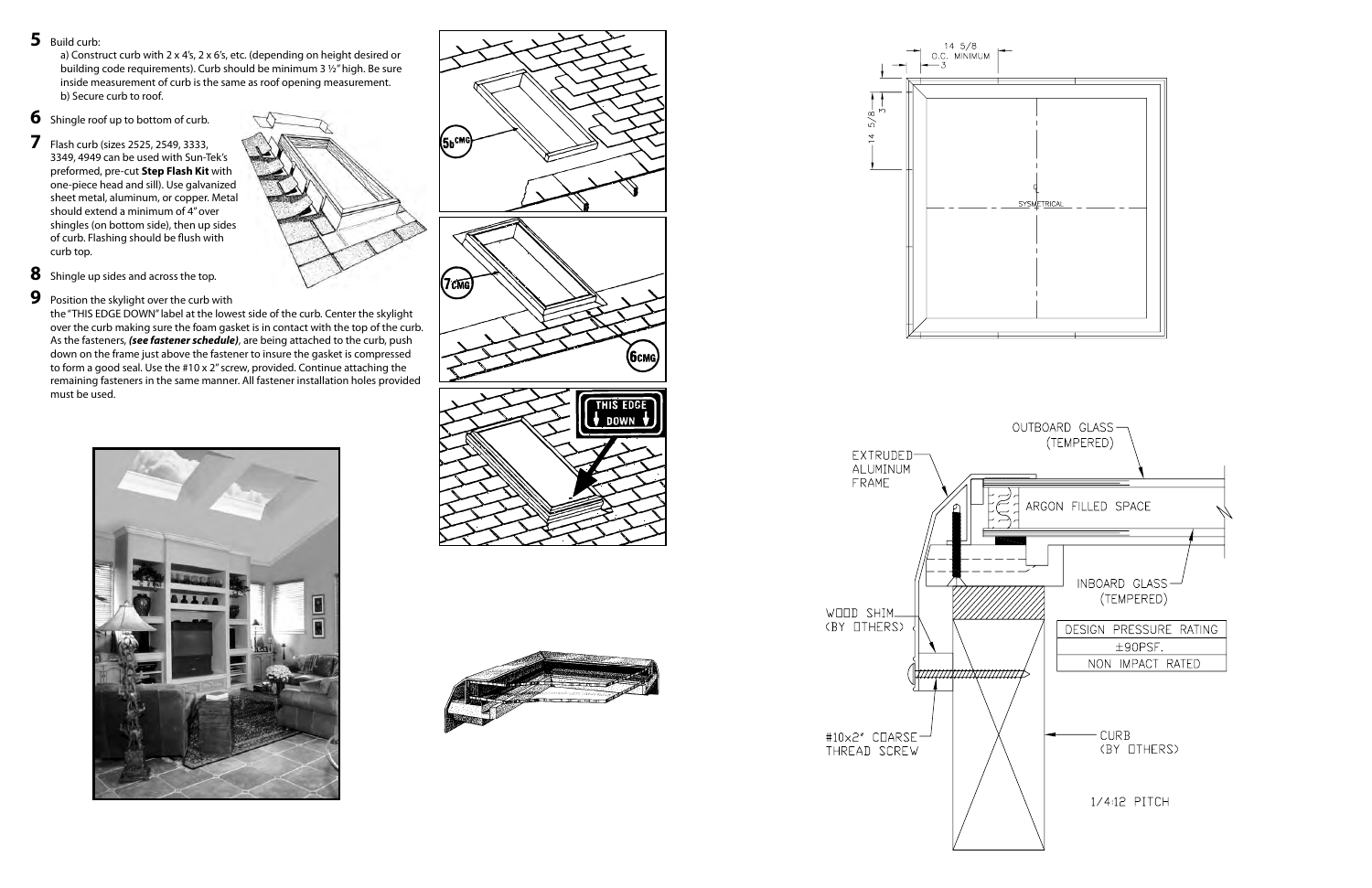**5** Build curb:

a) Construct curb with 2 x 4's, 2 x 6's, etc. (depending on height desired or building code requirements). Curb should be minimum 3 ½" high. Be sure inside measurement of curb is the same as roof opening measurement.

b) Secure curb to roof.

**6** Shingle roof up to bottom of curb.

**7** Flash curb (sizes 2525, 2549, 3333, 3349, 4949 can be used with Sun-Tek's preformed, pre-cut **Step Flash Kit** with one-piece head and sill). Use galvanized sheet metal, aluminum, or copper. Metal should extend a minimum of 4" over shingles (on bottom side), then up sides of curb. Flashing should be flush with curb top.

**8** Shingle up sides and across the top.

**9** Position the skylight over the curb with the "THIS EDGE DOWN" label at the lowest side of the curb. Center the skylight over the curb making sure the foam gasket is in contact with the top of the curb. As the fasteners, ***(see fastener schedule)***, are being attached to the curb, push down on the frame just above the fastener to insure the gasket is compressed to form a good seal. Use the #10 x 2" screw, provided. Continue attaching the remaining fasteners in the same manner. All fastener installation holes provided must be used.

5b CMG

7 CMG

6 CMG

THIS EDGE DOWN

14 5/8 O.C. MINIMUM

3

14 5/8

3

SYMMETRICAL

OUTBOARD GLASS (TEMPERED)

EXTRUDED ALUMINUM FRAME

ARGON FILLED SPACE

INBOARD GLASS (TEMPERED)

WOOD SHIM (BY OTHERS)

| DESIGN PRESSURE RATING |
|---|
| ±90PSF. |
| NON IMPACT RATED |

#10x2" COARSE THREAD SCREW

CURB (BY OTHERS)

1/4:12 PITCH